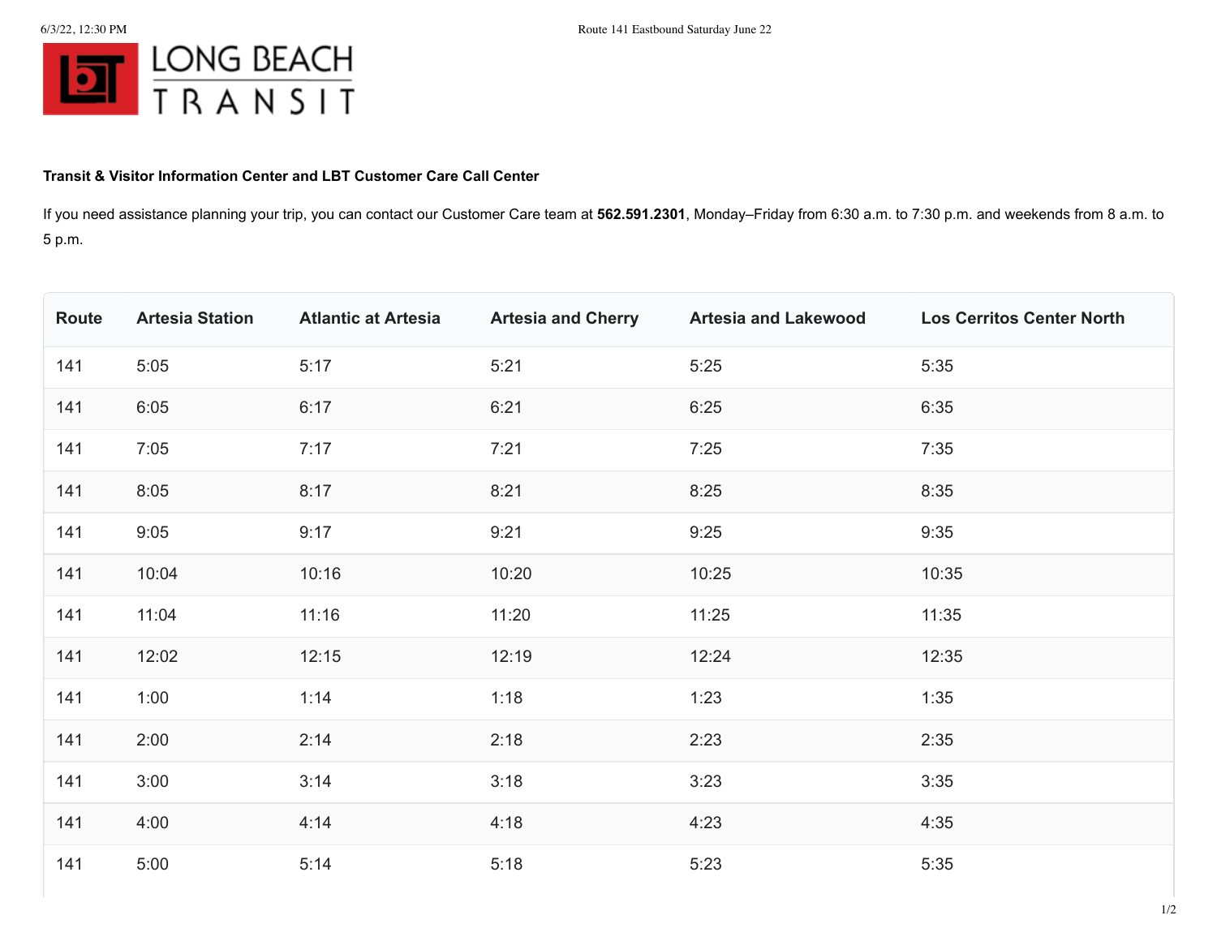LONG BEACH TRANSIT

**Transit & Visitor Information Center and LBT Customer Care Call Center**

If you need assistance planning your trip, you can contact our Customer Care team at **562.591.2301**, Monday–Friday from 6:30 a.m. to 7:30 p.m. and weekends from 8 a.m. to 5 p.m.

| Route | Artesia Station | Atlantic at Artesia | Artesia and Cherry | Artesia and Lakewood | Los Cerritos Center North |
|---|---|---|---|---|---|
| 141 | 5:05 | 5:17 | 5:21 | 5:25 | 5:35 |
| 141 | 6:05 | 6:17 | 6:21 | 6:25 | 6:35 |
| 141 | 7:05 | 7:17 | 7:21 | 7:25 | 7:35 |
| 141 | 8:05 | 8:17 | 8:21 | 8:25 | 8:35 |
| 141 | 9:05 | 9:17 | 9:21 | 9:25 | 9:35 |
| 141 | 10:04 | 10:16 | 10:20 | 10:25 | 10:35 |
| 141 | 11:04 | 11:16 | 11:20 | 11:25 | 11:35 |
| 141 | 12:02 | 12:15 | 12:19 | 12:24 | 12:35 |
| 141 | 1:00 | 1:14 | 1:18 | 1:23 | 1:35 |
| 141 | 2:00 | 2:14 | 2:18 | 2:23 | 2:35 |
| 141 | 3:00 | 3:14 | 3:18 | 3:23 | 3:35 |
| 141 | 4:00 | 4:14 | 4:18 | 4:23 | 4:35 |
| 141 | 5:00 | 5:14 | 5:18 | 5:23 | 5:35 |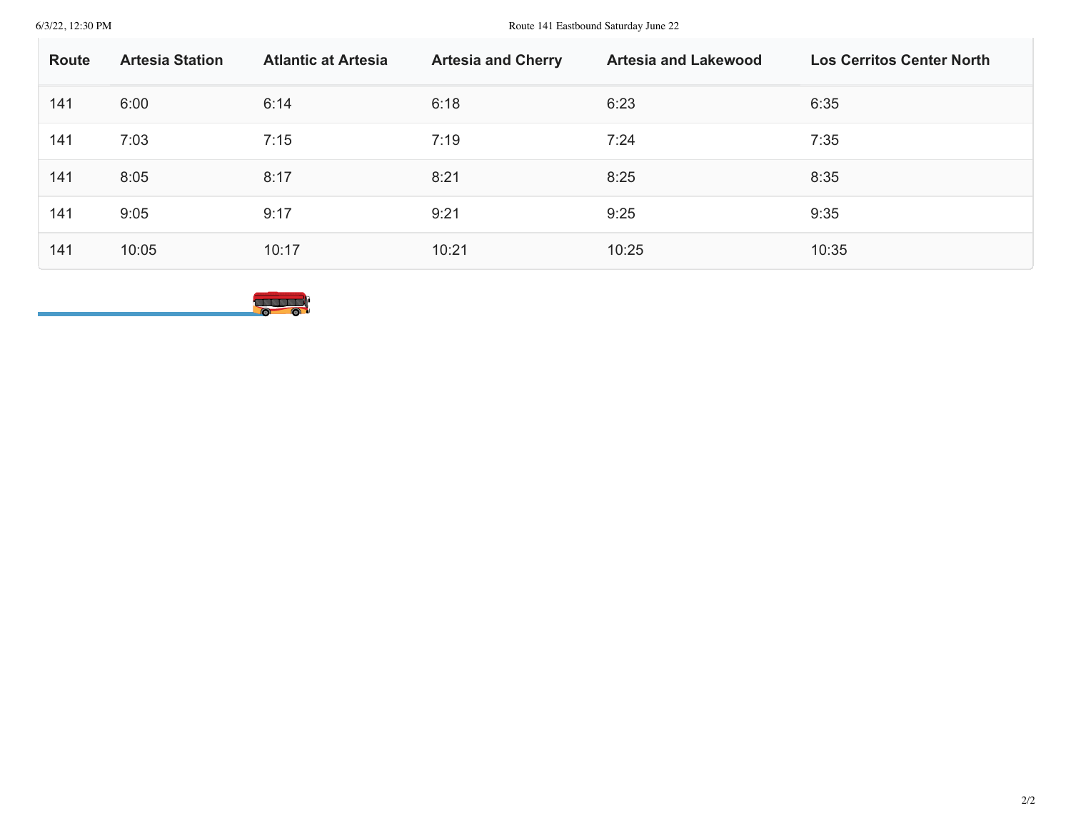| Route | Artesia Station | Atlantic at Artesia | Artesia and Cherry | Artesia and Lakewood | Los Cerritos Center North |
| --- | --- | --- | --- | --- | --- |
| 141 | 6:00 | 6:14 | 6:18 | 6:23 | 6:35 |
| 141 | 7:03 | 7:15 | 7:19 | 7:24 | 7:35 |
| 141 | 8:05 | 8:17 | 8:21 | 8:25 | 8:35 |
| 141 | 9:05 | 9:17 | 9:21 | 9:25 | 9:35 |
| 141 | 10:05 | 10:17 | 10:21 | 10:25 | 10:35 |